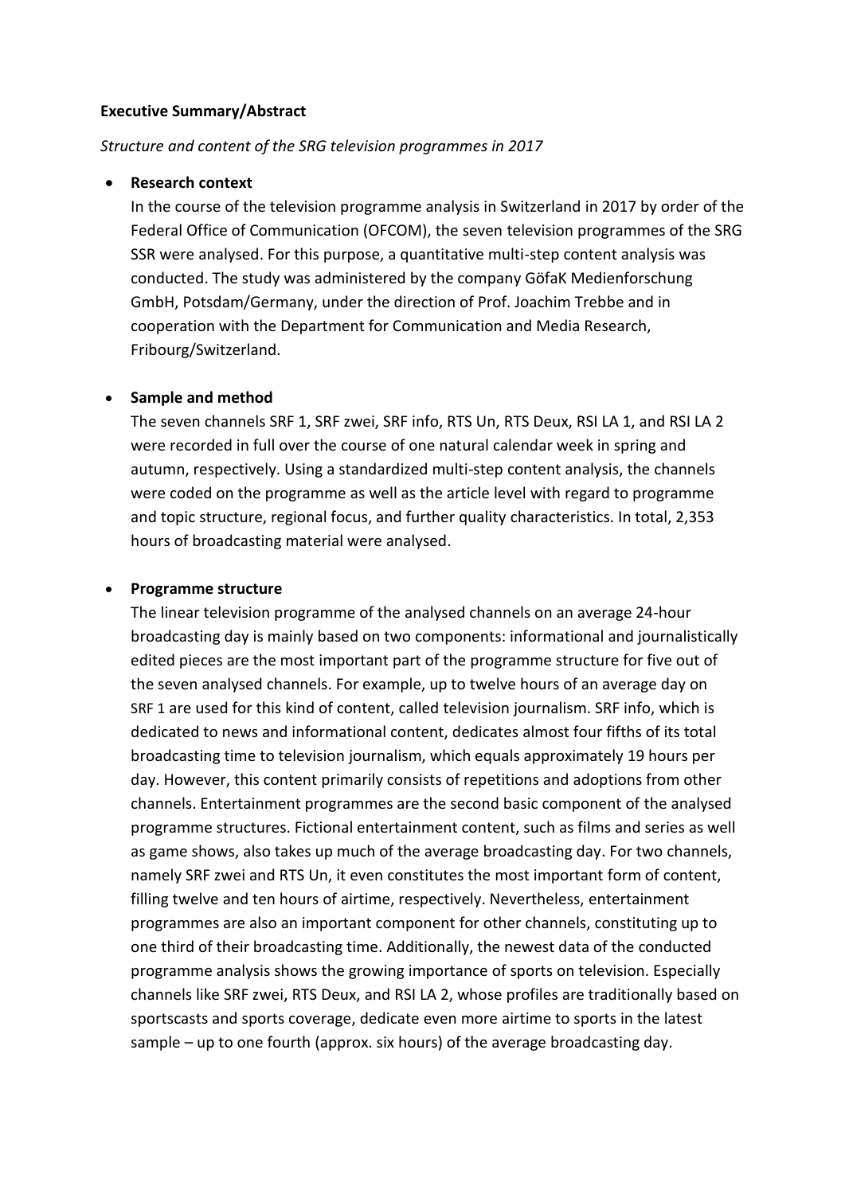**Executive Summary/Abstract**

*Structure and content of the SRG television programmes in 2017*

- **Research context**
  In the course of the television programme analysis in Switzerland in 2017 by order of the Federal Office of Communication (OFCOM), the seven television programmes of the SRG SSR were analysed. For this purpose, a quantitative multi-step content analysis was conducted. The study was administered by the company GöfaK Medienforschung GmbH, Potsdam/Germany, under the direction of Prof. Joachim Trebbe and in cooperation with the Department for Communication and Media Research, Fribourg/Switzerland.

- **Sample and method**
  The seven channels SRF 1, SRF zwei, SRF info, RTS Un, RTS Deux, RSI LA 1, and RSI LA 2 were recorded in full over the course of one natural calendar week in spring and autumn, respectively. Using a standardized multi-step content analysis, the channels were coded on the programme as well as the article level with regard to programme and topic structure, regional focus, and further quality characteristics. In total, 2,353 hours of broadcasting material were analysed.

- **Programme structure**
  The linear television programme of the analysed channels on an average 24-hour broadcasting day is mainly based on two components: informational and journalistically edited pieces are the most important part of the programme structure for five out of the seven analysed channels. For example, up to twelve hours of an average day on SRF 1 are used for this kind of content, called television journalism. SRF info, which is dedicated to news and informational content, dedicates almost four fifths of its total broadcasting time to television journalism, which equals approximately 19 hours per day. However, this content primarily consists of repetitions and adoptions from other channels. Entertainment programmes are the second basic component of the analysed programme structures. Fictional entertainment content, such as films and series as well as game shows, also takes up much of the average broadcasting day. For two channels, namely SRF zwei and RTS Un, it even constitutes the most important form of content, filling twelve and ten hours of airtime, respectively. Nevertheless, entertainment programmes are also an important component for other channels, constituting up to one third of their broadcasting time. Additionally, the newest data of the conducted programme analysis shows the growing importance of sports on television. Especially channels like SRF zwei, RTS Deux, and RSI LA 2, whose profiles are traditionally based on sportscasts and sports coverage, dedicate even more airtime to sports in the latest sample – up to one fourth (approx. six hours) of the average broadcasting day.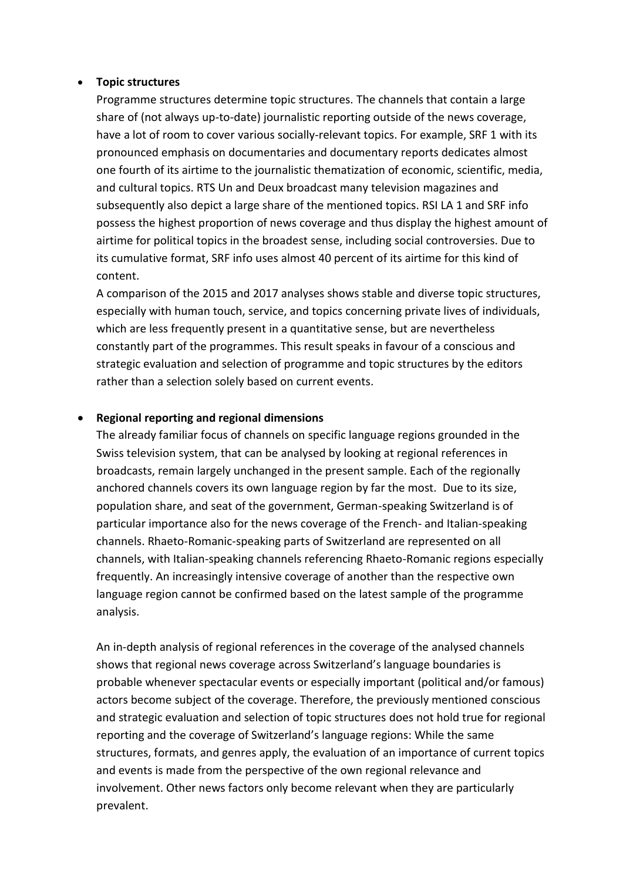- **Topic structures**

  Programme structures determine topic structures. The channels that contain a large share of (not always up-to-date) journalistic reporting outside of the news coverage, have a lot of room to cover various socially-relevant topics. For example, SRF 1 with its pronounced emphasis on documentaries and documentary reports dedicates almost one fourth of its airtime to the journalistic thematization of economic, scientific, media, and cultural topics. RTS Un and Deux broadcast many television magazines and subsequently also depict a large share of the mentioned topics. RSI LA 1 and SRF info possess the highest proportion of news coverage and thus display the highest amount of airtime for political topics in the broadest sense, including social controversies. Due to its cumulative format, SRF info uses almost 40 percent of its airtime for this kind of content.

  A comparison of the 2015 and 2017 analyses shows stable and diverse topic structures, especially with human touch, service, and topics concerning private lives of individuals, which are less frequently present in a quantitative sense, but are nevertheless constantly part of the programmes. This result speaks in favour of a conscious and strategic evaluation and selection of programme and topic structures by the editors rather than a selection solely based on current events.

- **Regional reporting and regional dimensions**

  The already familiar focus of channels on specific language regions grounded in the Swiss television system, that can be analysed by looking at regional references in broadcasts, remain largely unchanged in the present sample. Each of the regionally anchored channels covers its own language region by far the most. Due to its size, population share, and seat of the government, German-speaking Switzerland is of particular importance also for the news coverage of the French- and Italian-speaking channels. Rhaeto-Romanic-speaking parts of Switzerland are represented on all channels, with Italian-speaking channels referencing Rhaeto-Romanic regions especially frequently. An increasingly intensive coverage of another than the respective own language region cannot be confirmed based on the latest sample of the programme analysis.

  An in-depth analysis of regional references in the coverage of the analysed channels shows that regional news coverage across Switzerland's language boundaries is probable whenever spectacular events or especially important (political and/or famous) actors become subject of the coverage. Therefore, the previously mentioned conscious and strategic evaluation and selection of topic structures does not hold true for regional reporting and the coverage of Switzerland's language regions: While the same structures, formats, and genres apply, the evaluation of an importance of current topics and events is made from the perspective of the own regional relevance and involvement. Other news factors only become relevant when they are particularly prevalent.